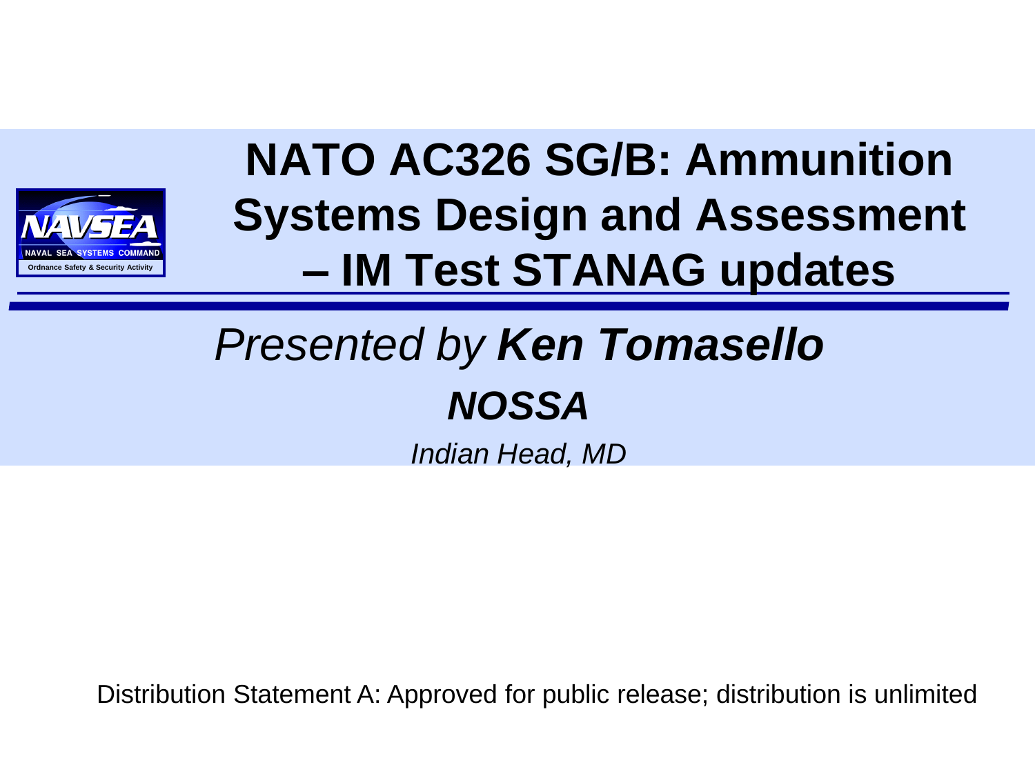# NATO AC326 SG/B: Ammunition Systems Design and Assessment – IM Test STANAG updates

*Presented by* ***Ken Tomasello***

***NOSSA***

*Indian Head, MD*

Distribution Statement A: Approved for public release; distribution is unlimited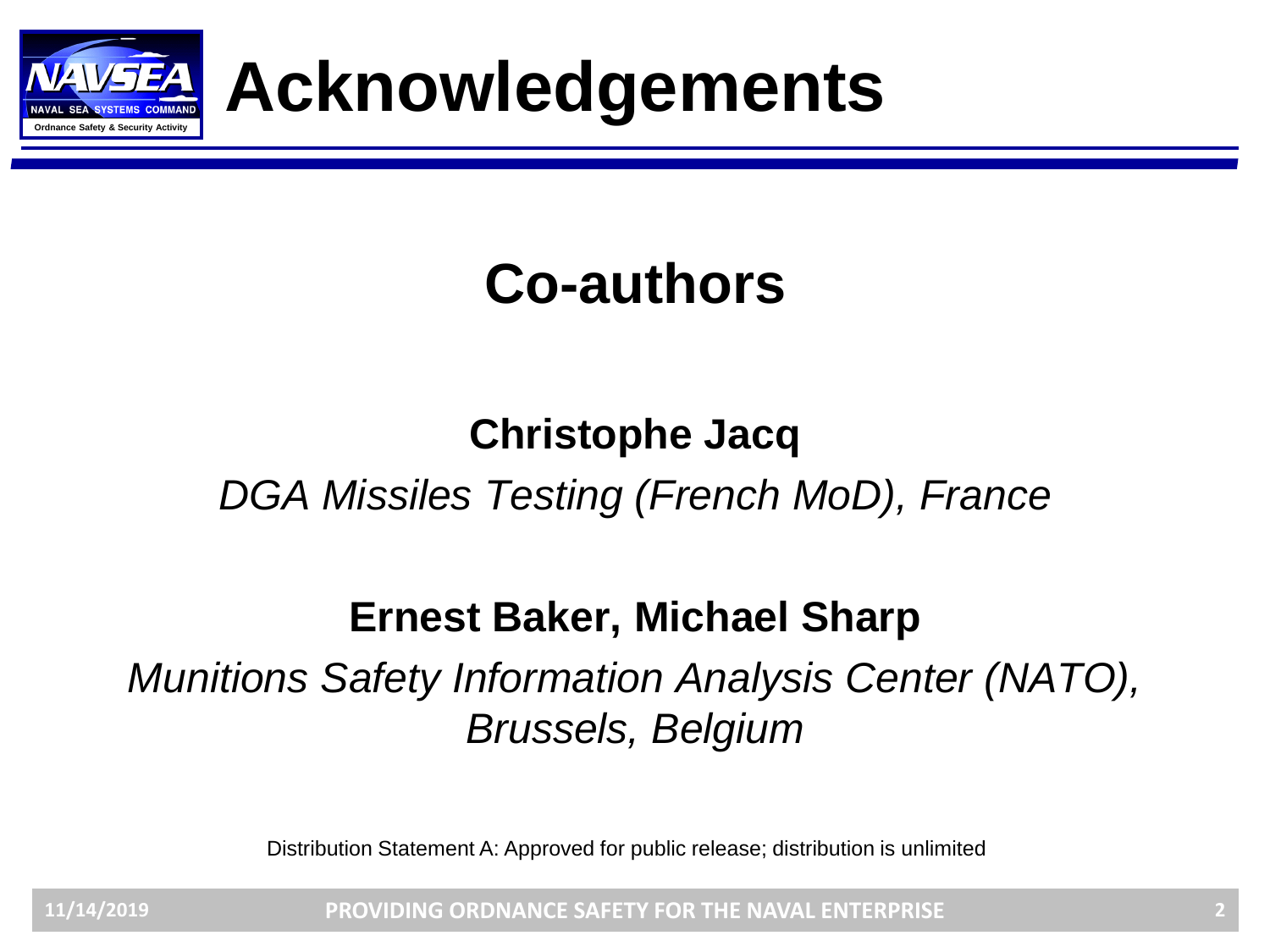# Acknowledgements

## Co-authors

**Christophe Jacq**

*DGA Missiles Testing (French MoD), France*

**Ernest Baker, Michael Sharp**

*Munitions Safety Information Analysis Center (NATO), Brussels, Belgium*

Distribution Statement A: Approved for public release; distribution is unlimited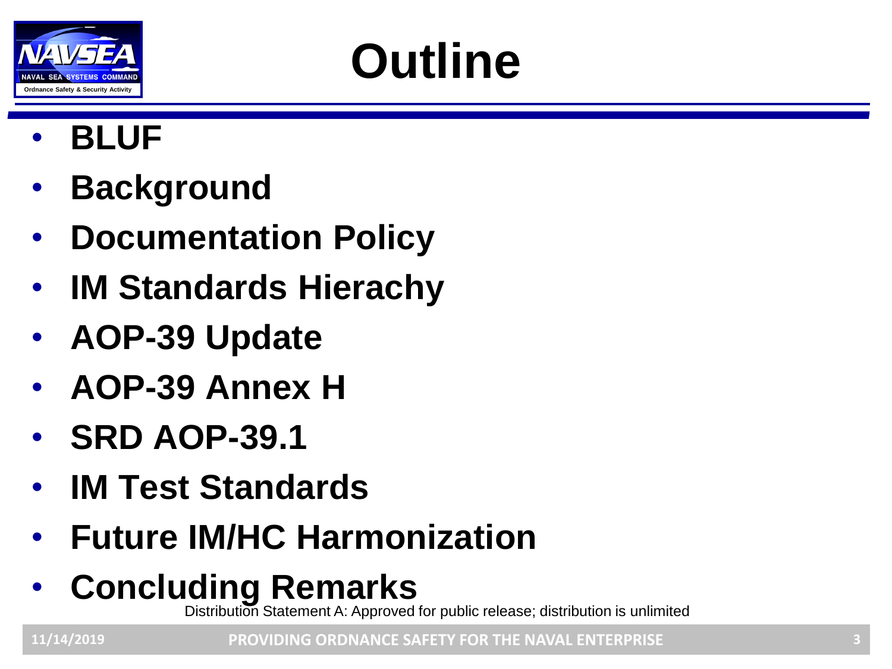# Outline

- **BLUF**
- **Background**
- **Documentation Policy**
- **IM Standards Hierachy**
- **AOP-39 Update**
- **AOP-39 Annex H**
- **SRD AOP-39.1**
- **IM Test Standards**
- **Future IM/HC Harmonization**
- **Concluding Remarks**

Distribution Statement A: Approved for public release; distribution is unlimited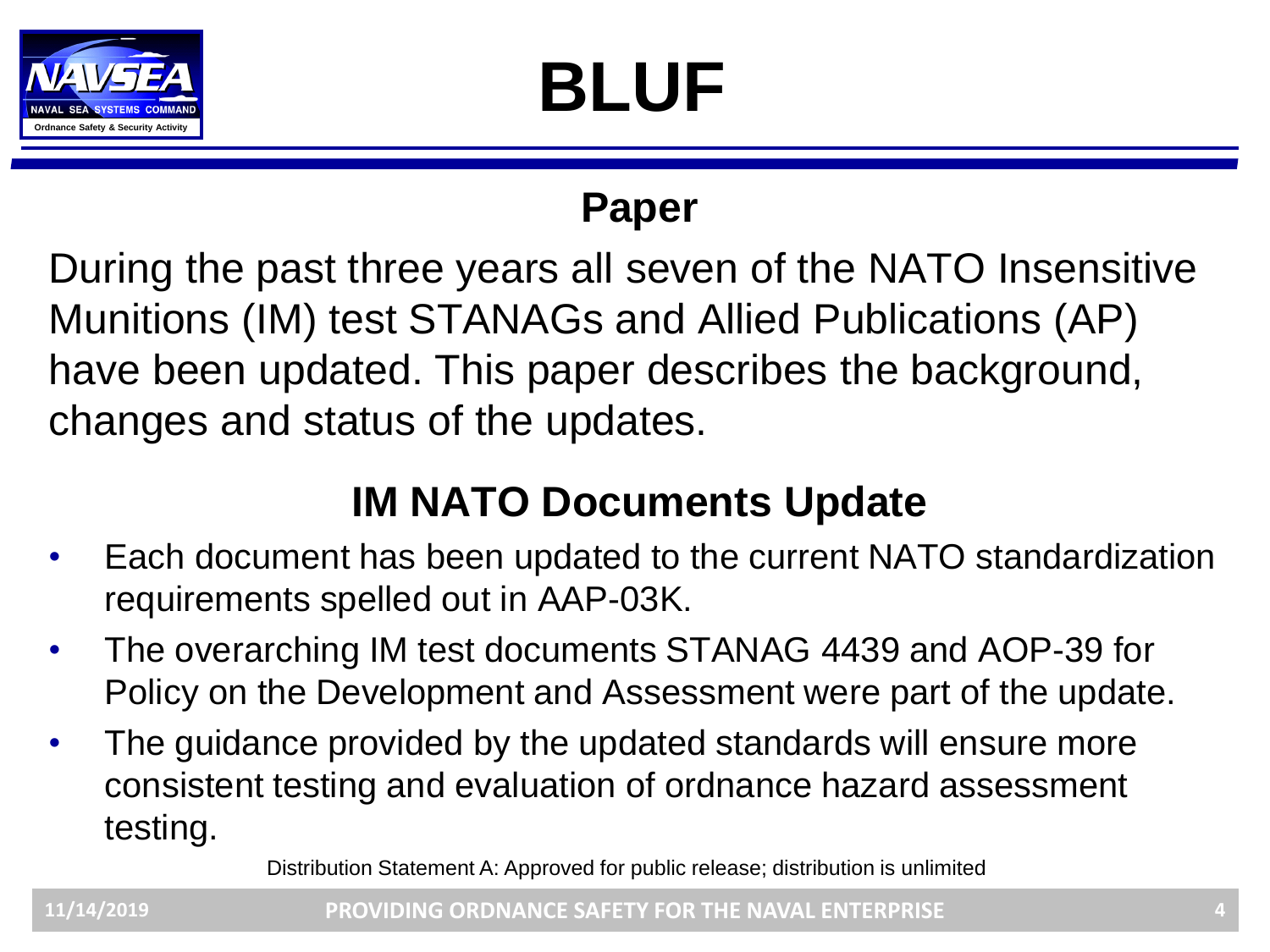# BLUF

## Paper

During the past three years all seven of the NATO Insensitive Munitions (IM) test STANAGs and Allied Publications (AP) have been updated. This paper describes the background, changes and status of the updates.

## IM NATO Documents Update

- Each document has been updated to the current NATO standardization requirements spelled out in AAP-03K.
- The overarching IM test documents STANAG 4439 and AOP-39 for Policy on the Development and Assessment were part of the update.
- The guidance provided by the updated standards will ensure more consistent testing and evaluation of ordnance hazard assessment testing.

Distribution Statement A: Approved for public release; distribution is unlimited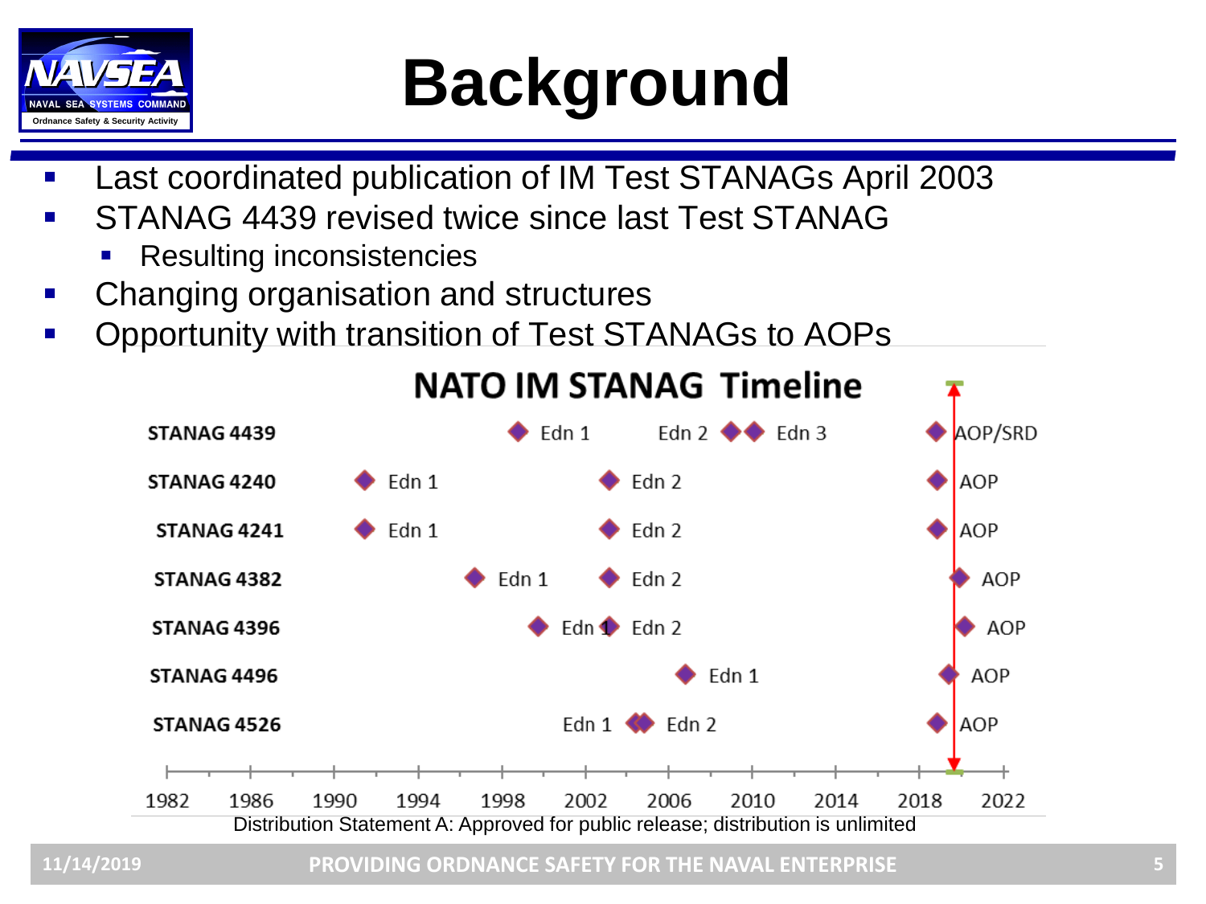# Background

- Last coordinated publication of IM Test STANAGs April 2003
- STANAG 4439 revised twice since last Test STANAG
  - Resulting inconsistencies
- Changing organisation and structures
- Opportunity with transition of Test STANAGs to AOPs

**NATO IM STANAG Timeline**

| STANAG | Editions |
| --- | --- |
| STANAG 4439 | Edn 1, Edn 2, Edn 3, AOP/SRD |
| STANAG 4240 | Edn 1, Edn 2, AOP |
| STANAG 4241 | Edn 1, Edn 2, AOP |
| STANAG 4382 | Edn 1, Edn 2, AOP |
| STANAG 4396 | Edn 1, Edn 2, AOP |
| STANAG 4496 | Edn 1, AOP |
| STANAG 4526 | Edn 1, Edn 2, AOP |

Timeline axis: 1982, 1986, 1990, 1994, 1998, 2002, 2006, 2010, 2014, 2018, 2022

Distribution Statement A: Approved for public release; distribution is unlimited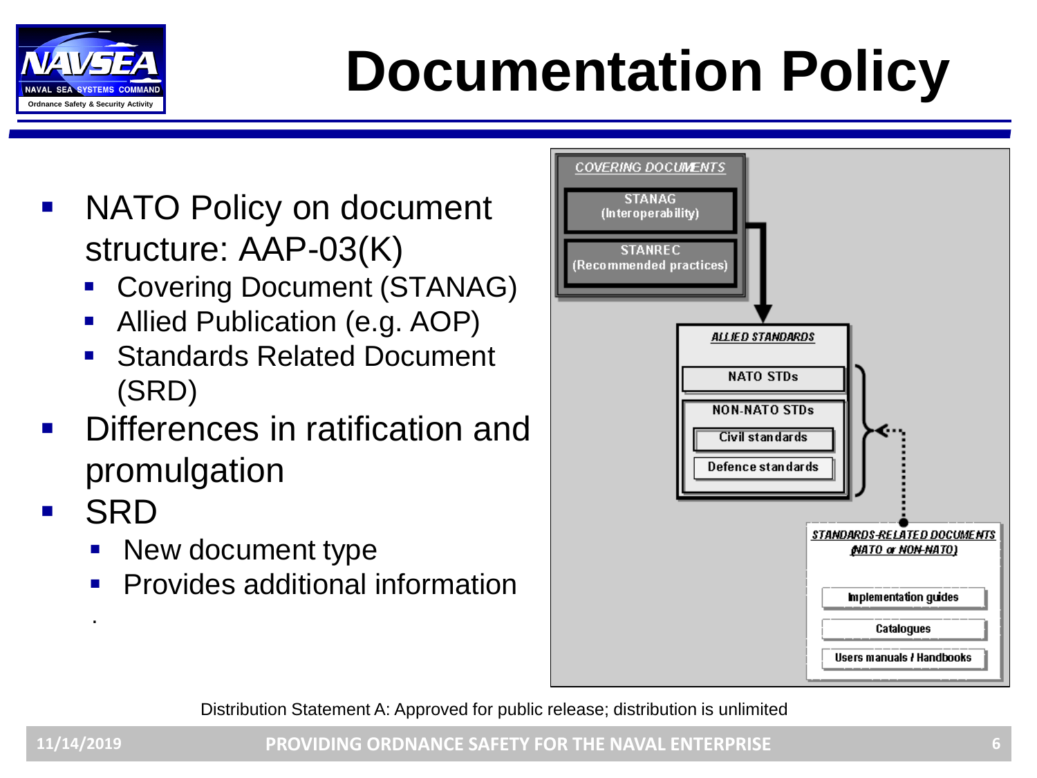# Documentation Policy

- NATO Policy on document structure: AAP-03(K)
  - Covering Document (STANAG)
  - Allied Publication (e.g. AOP)
  - Standards Related Document (SRD)
- Differences in ratification and promulgation
- SRD
  - New document type
  - Provides additional information

COVERING DOCUMENTS

STANAG (Interoperability)

STANREC (Recommended practices)

ALLIED STANDARDS

NATO STDs

NON-NATO STDs

Civil standards

Defence standards

STANDARDS-RELATED DOCUMENTS (NATO or NON-NATO)

Implementation guides

Catalogues

Users manuals / Handbooks

Distribution Statement A: Approved for public release; distribution is unlimited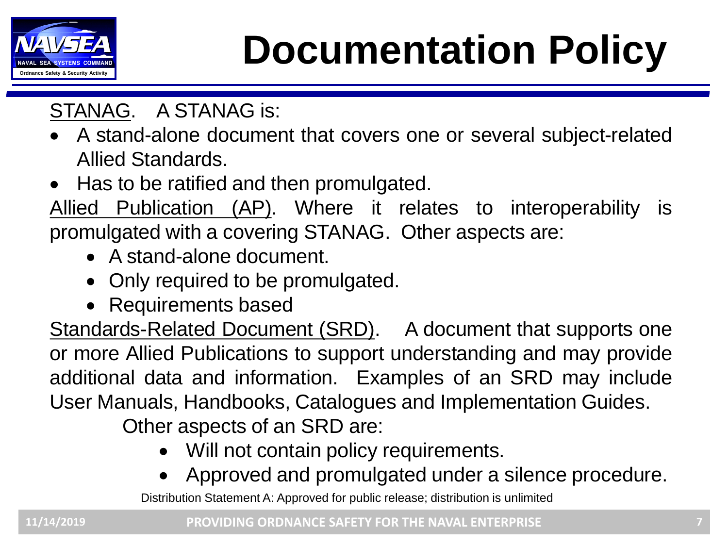# Documentation Policy

<u>STANAG</u>. A STANAG is:

- A stand-alone document that covers one or several subject-related Allied Standards.
- Has to be ratified and then promulgated.

<u>Allied Publication (AP)</u>. Where it relates to interoperability is promulgated with a covering STANAG. Other aspects are:

- A stand-alone document.
- Only required to be promulgated.
- Requirements based

<u>Standards-Related Document (SRD)</u>. A document that supports one or more Allied Publications to support understanding and may provide additional data and information. Examples of an SRD may include User Manuals, Handbooks, Catalogues and Implementation Guides.

Other aspects of an SRD are:

- Will not contain policy requirements.
- Approved and promulgated under a silence procedure.

Distribution Statement A: Approved for public release; distribution is unlimited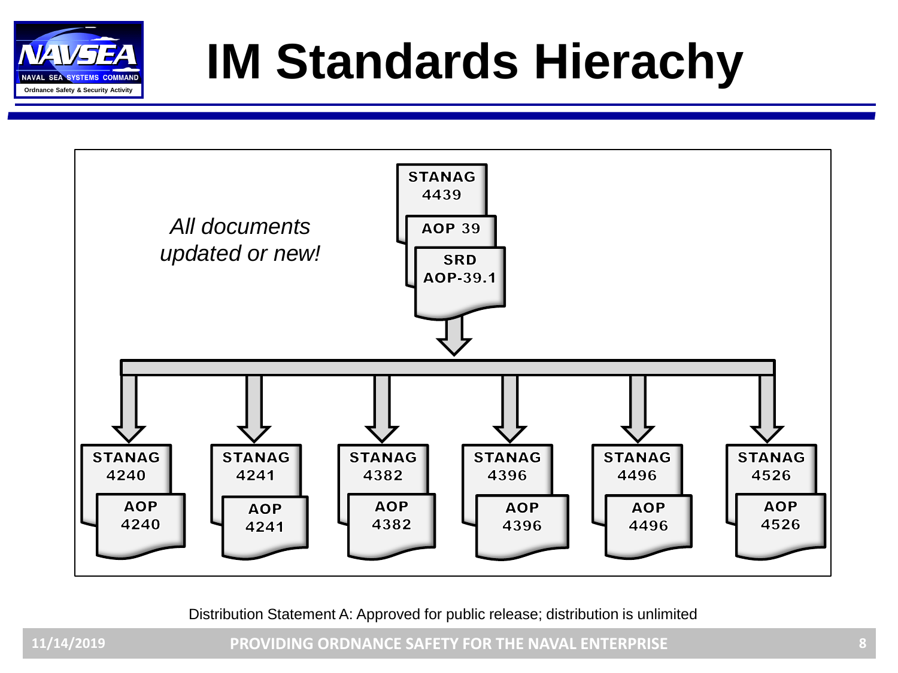# IM Standards Hierachy

*All documents updated or new!*

STANAG 4439

AOP 39

SRD AOP-39.1

| STANAG 4240 | STANAG 4241 | STANAG 4382 | STANAG 4396 | STANAG 4496 | STANAG 4526 |
|---|---|---|---|---|---|
| AOP 4240 | AOP 4241 | AOP 4382 | AOP 4396 | AOP 4496 | AOP 4526 |

Distribution Statement A: Approved for public release; distribution is unlimited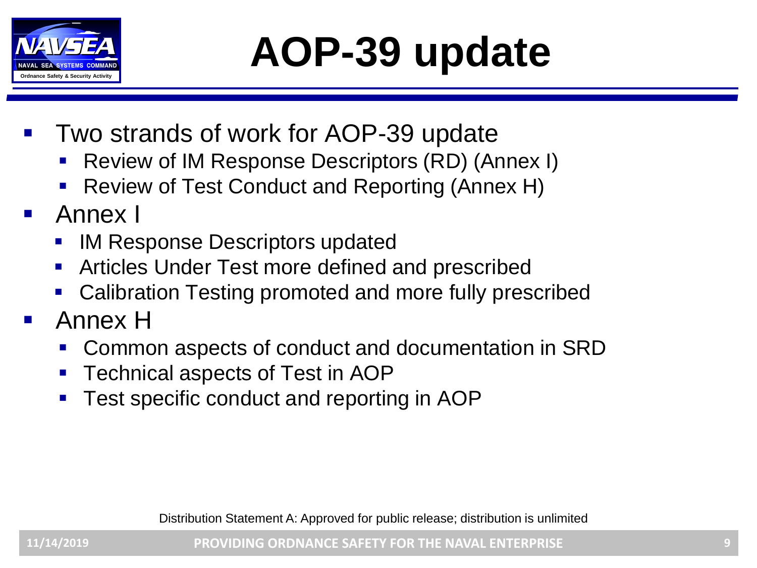# AOP-39 update

- Two strands of work for AOP-39 update
  - Review of IM Response Descriptors (RD) (Annex I)
  - Review of Test Conduct and Reporting (Annex H)
- Annex I
  - IM Response Descriptors updated
  - Articles Under Test more defined and prescribed
  - Calibration Testing promoted and more fully prescribed
- Annex H
  - Common aspects of conduct and documentation in SRD
  - Technical aspects of Test in AOP
  - Test specific conduct and reporting in AOP

Distribution Statement A: Approved for public release; distribution is unlimited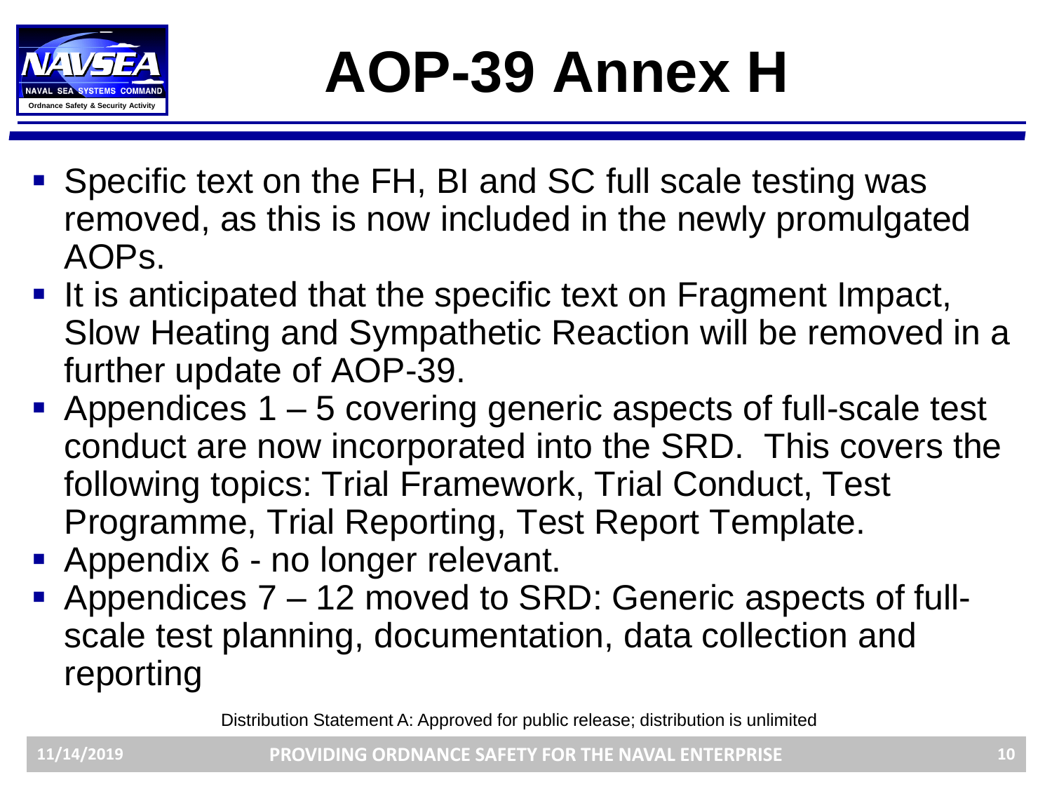# AOP-39 Annex H

- Specific text on the FH, BI and SC full scale testing was removed, as this is now included in the newly promulgated AOPs.
- It is anticipated that the specific text on Fragment Impact, Slow Heating and Sympathetic Reaction will be removed in a further update of AOP-39.
- Appendices 1 – 5 covering generic aspects of full-scale test conduct are now incorporated into the SRD. This covers the following topics: Trial Framework, Trial Conduct, Test Programme, Trial Reporting, Test Report Template.
- Appendix 6 - no longer relevant.
- Appendices 7 – 12 moved to SRD: Generic aspects of full-scale test planning, documentation, data collection and reporting

Distribution Statement A: Approved for public release; distribution is unlimited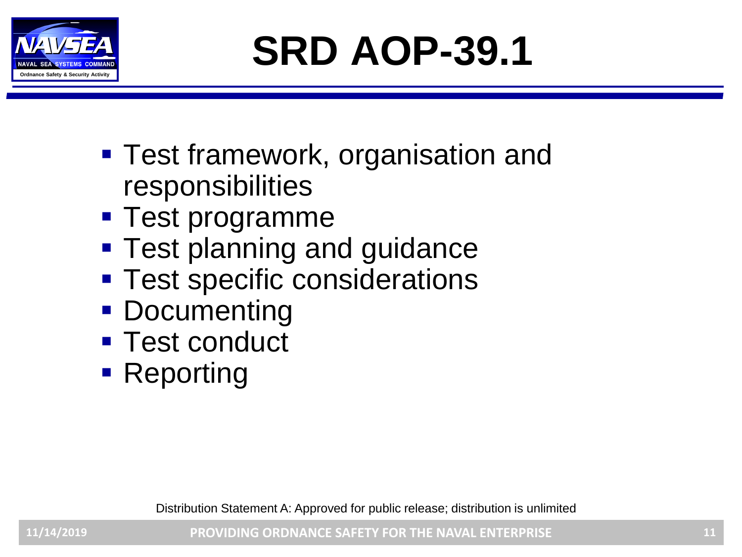# SRD AOP-39.1

- Test framework, organisation and responsibilities
- Test programme
- Test planning and guidance
- Test specific considerations
- Documenting
- Test conduct
- Reporting

Distribution Statement A: Approved for public release; distribution is unlimited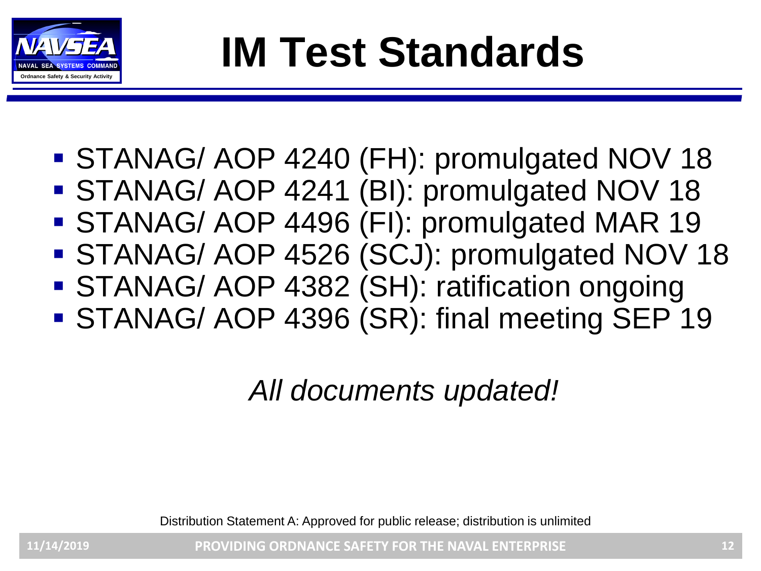# IM Test Standards

- STANAG/ AOP 4240 (FH): promulgated NOV 18
- STANAG/ AOP 4241 (BI): promulgated NOV 18
- STANAG/ AOP 4496 (FI): promulgated MAR 19
- STANAG/ AOP 4526 (SCJ): promulgated NOV 18
- STANAG/ AOP 4382 (SH): ratification ongoing
- STANAG/ AOP 4396 (SR): final meeting SEP 19

*All documents updated!*

Distribution Statement A: Approved for public release; distribution is unlimited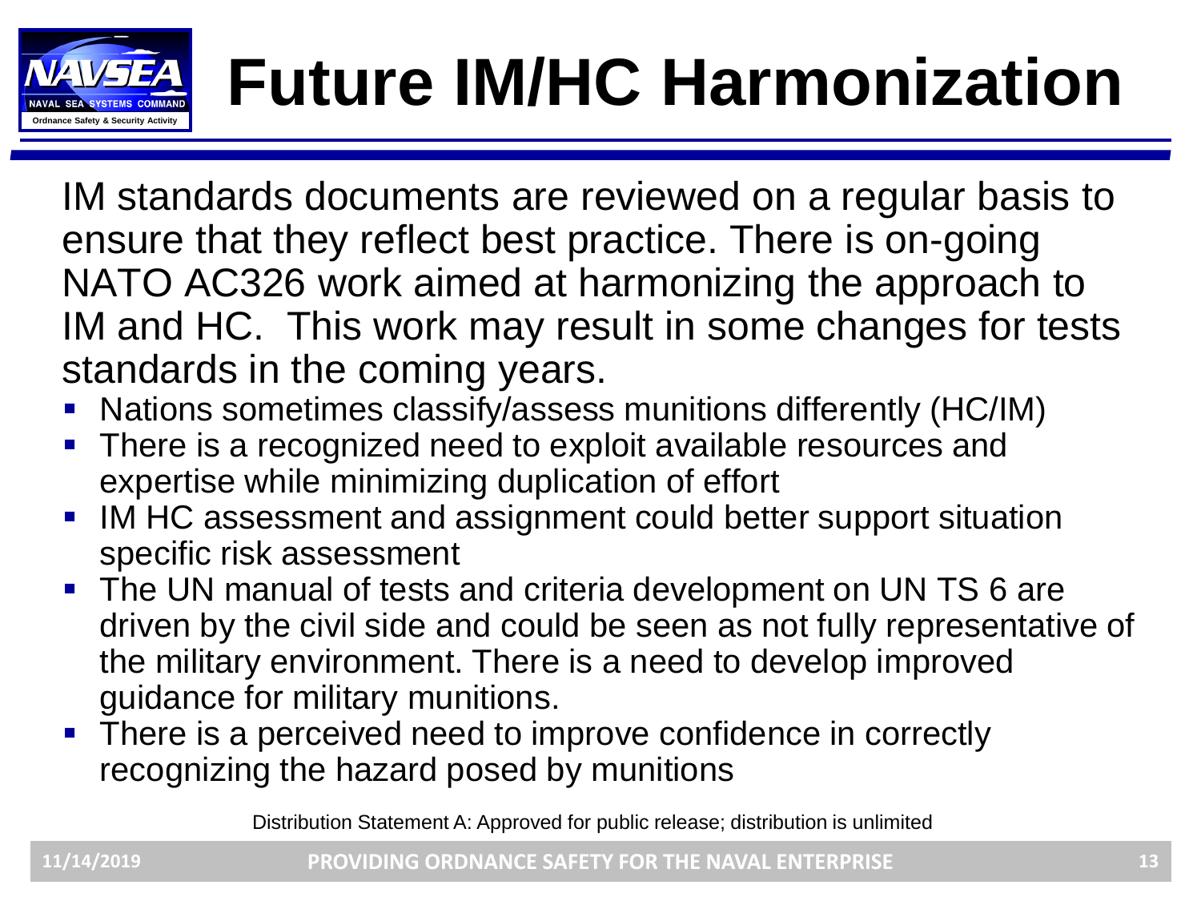# Future IM/HC Harmonization

IM standards documents are reviewed on a regular basis to ensure that they reflect best practice. There is on-going NATO AC326 work aimed at harmonizing the approach to IM and HC. This work may result in some changes for tests standards in the coming years.

- Nations sometimes classify/assess munitions differently (HC/IM)
- There is a recognized need to exploit available resources and expertise while minimizing duplication of effort
- IM HC assessment and assignment could better support situation specific risk assessment
- The UN manual of tests and criteria development on UN TS 6 are driven by the civil side and could be seen as not fully representative of the military environment. There is a need to develop improved guidance for military munitions.
- There is a perceived need to improve confidence in correctly recognizing the hazard posed by munitions

Distribution Statement A: Approved for public release; distribution is unlimited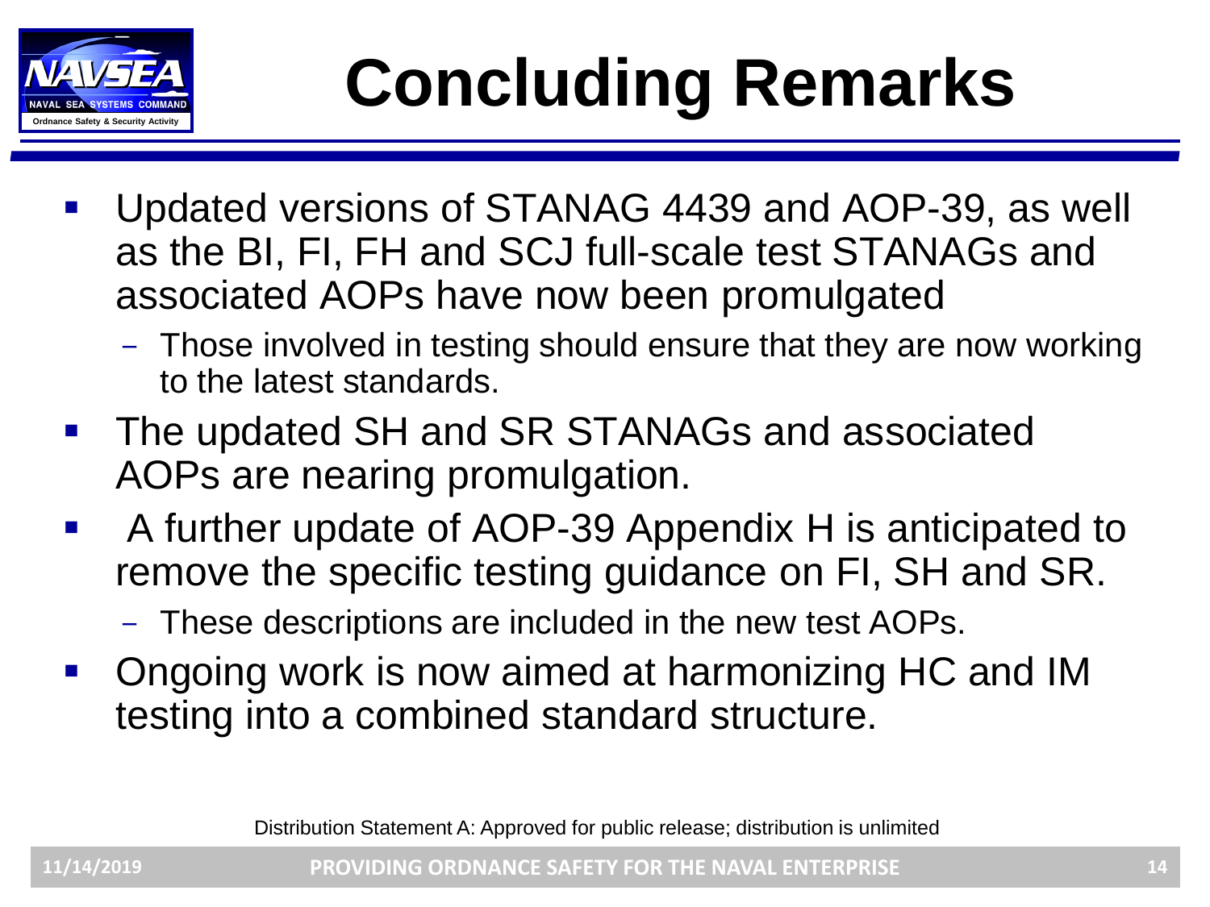# Concluding Remarks

- Updated versions of STANAG 4439 and AOP-39, as well as the BI, FI, FH and SCJ full-scale test STANAGs and associated AOPs have now been promulgated
  - Those involved in testing should ensure that they are now working to the latest standards.
- The updated SH and SR STANAGs and associated AOPs are nearing promulgation.
- A further update of AOP-39 Appendix H is anticipated to remove the specific testing guidance on FI, SH and SR.
  - These descriptions are included in the new test AOPs.
- Ongoing work is now aimed at harmonizing HC and IM testing into a combined standard structure.

Distribution Statement A: Approved for public release; distribution is unlimited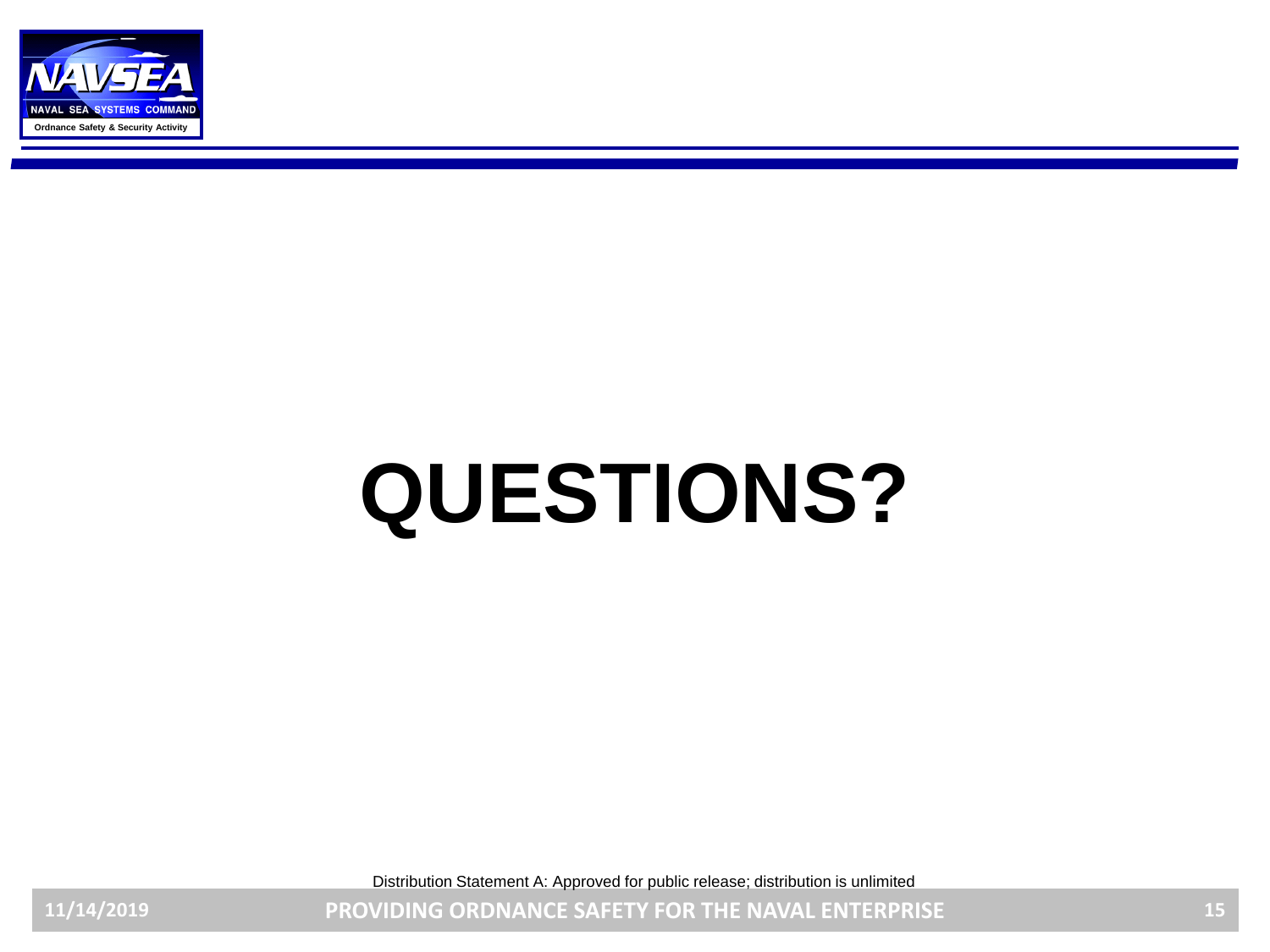# QUESTIONS?

Distribution Statement A: Approved for public release; distribution is unlimited